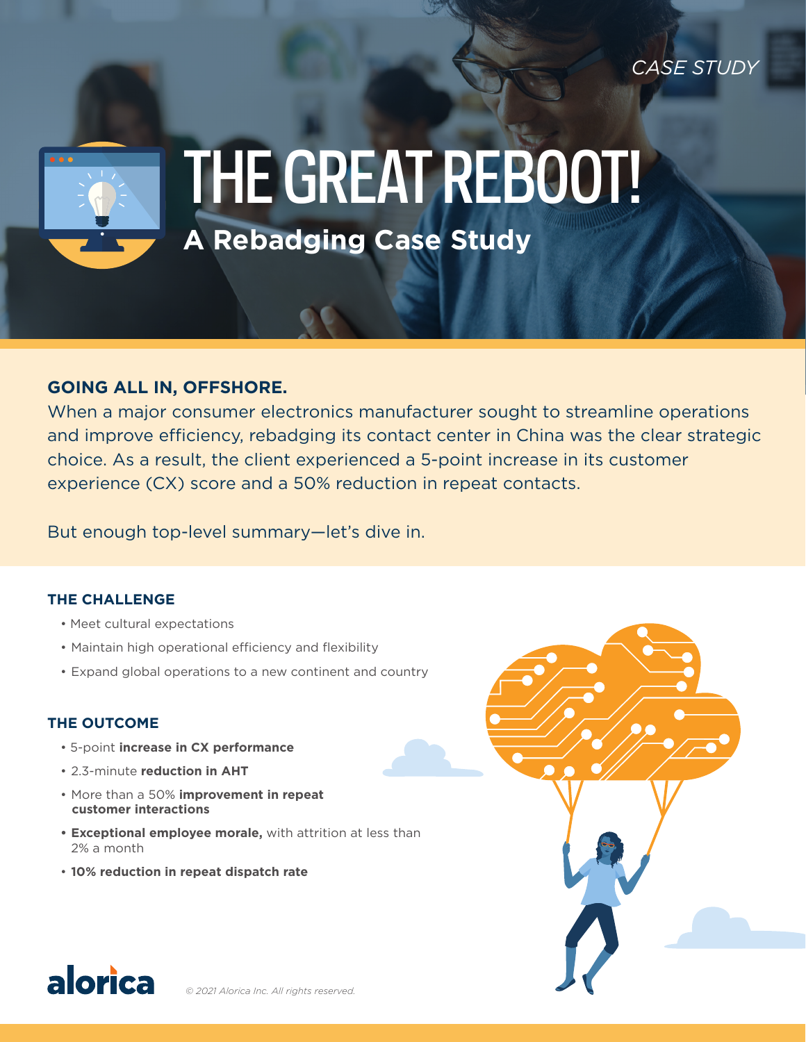*CASE STUDY*

# THE GREAT REBOOT!

## A Rebadging Case Study

### GOING ALL IN, OFFSHORE.

When a major consumer electronics manufacturer sought to streamline operations and improve efficiency, rebadging its contact center in China was the clear strategic choice. As a result, the client experienced a 5-point increase in its customer experience (CX) score and a 50% reduction in repeat contacts.

But enough top-level summary—let's dive in.

### THE CHALLENGE

- Meet cultural expectations
- Maintain high operational efficiency and flexibility
- Expand global operations to a new continent and country

### THE OUTCOME

- 5-point **increase in CX performance**
- 2.3-minute **reduction in AHT**
- More than a 50% **improvement in repeat customer interactions**
- **Exceptional employee morale,** with attrition at less than 2% a month
- **10% reduction in repeat dispatch rate**

alorica

*© 2021 Alorica Inc. All rights reserved.*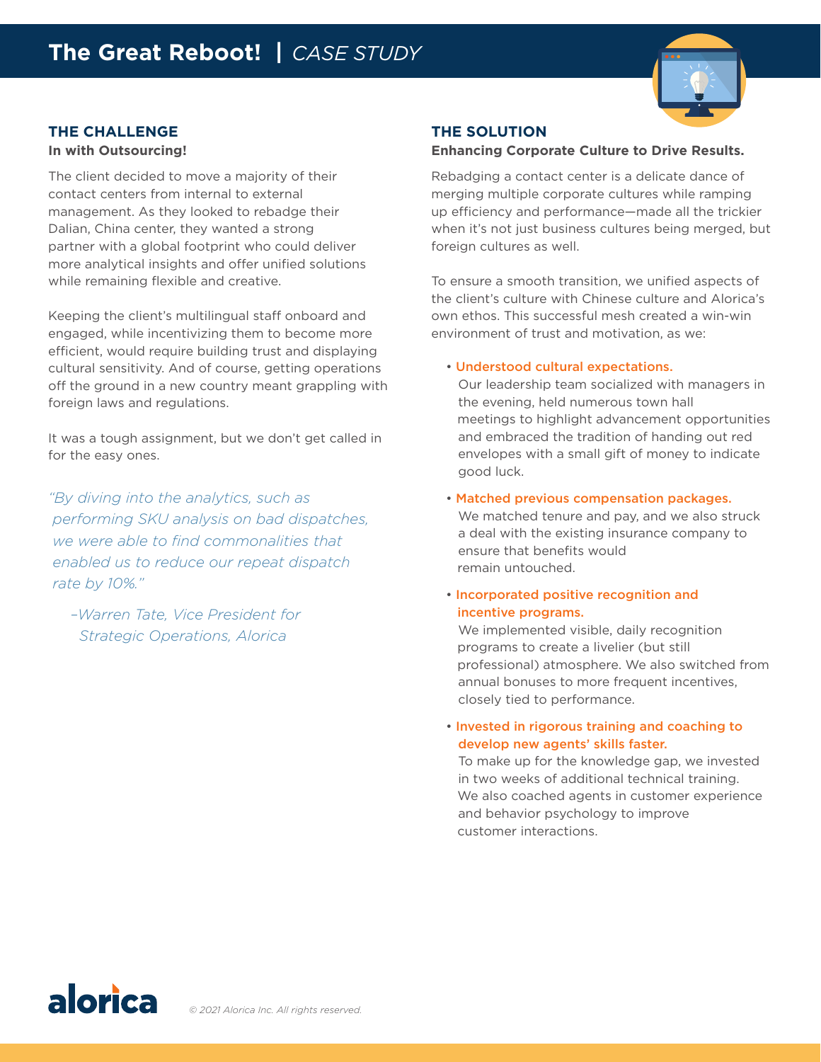# The Great Reboot! | *CASE STUDY*

## THE CHALLENGE

**In with Outsourcing!**

The client decided to move a majority of their contact centers from internal to external management. As they looked to rebadge their Dalian, China center, they wanted a strong partner with a global footprint who could deliver more analytical insights and offer unified solutions while remaining flexible and creative.

Keeping the client's multilingual staff onboard and engaged, while incentivizing them to become more efficient, would require building trust and displaying cultural sensitivity. And of course, getting operations off the ground in a new country meant grappling with foreign laws and regulations.

It was a tough assignment, but we don't get called in for the easy ones.

*"By diving into the analytics, such as performing SKU analysis on bad dispatches, we were able to find commonalities that enabled us to reduce our repeat dispatch rate by 10%."*

*–Warren Tate, Vice President for Strategic Operations, Alorica*

## THE SOLUTION

**Enhancing Corporate Culture to Drive Results.**

Rebadging a contact center is a delicate dance of merging multiple corporate cultures while ramping up efficiency and performance—made all the trickier when it's not just business cultures being merged, but foreign cultures as well.

To ensure a smooth transition, we unified aspects of the client's culture with Chinese culture and Alorica's own ethos. This successful mesh created a win-win environment of trust and motivation, as we:

- **Understood cultural expectations.**
  Our leadership team socialized with managers in the evening, held numerous town hall meetings to highlight advancement opportunities and embraced the tradition of handing out red envelopes with a small gift of money to indicate good luck.
- **Matched previous compensation packages.**
  We matched tenure and pay, and we also struck a deal with the existing insurance company to ensure that benefits would remain untouched.
- **Incorporated positive recognition and incentive programs.**
  We implemented visible, daily recognition programs to create a livelier (but still professional) atmosphere. We also switched from annual bonuses to more frequent incentives, closely tied to performance.
- **Invested in rigorous training and coaching to develop new agents' skills faster.**
  To make up for the knowledge gap, we invested in two weeks of additional technical training. We also coached agents in customer experience and behavior psychology to improve customer interactions.

alorica

*© 2021 Alorica Inc. All rights reserved.*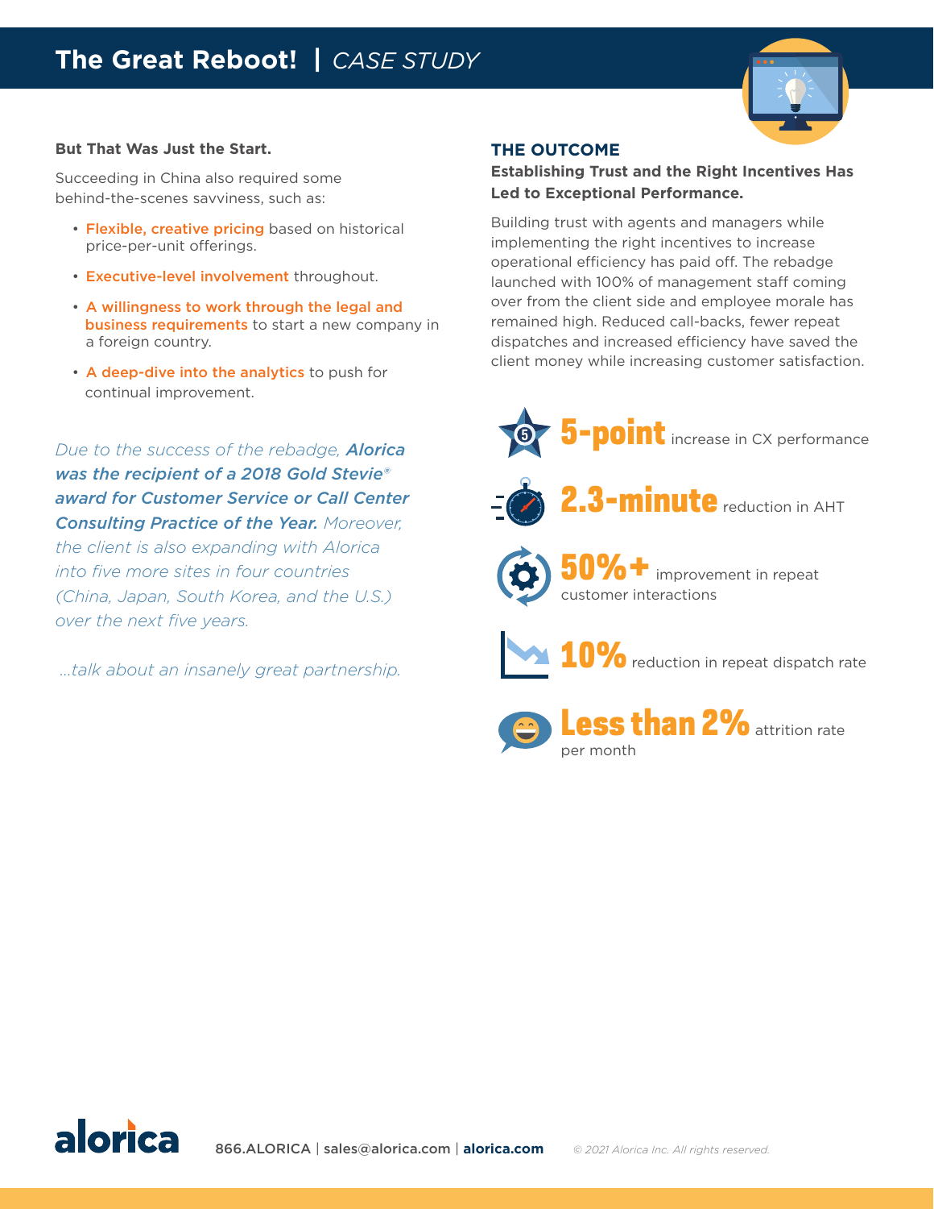**But That Was Just the Start.**

Succeeding in China also required some behind-the-scenes savviness, such as:

- **Flexible, creative pricing** based on historical price-per-unit offerings.
- **Executive-level involvement** throughout.
- **A willingness to work through the legal and business requirements** to start a new company in a foreign country.
- **A deep-dive into the analytics** to push for continual improvement.

*Due to the success of the rebadge,* ***Alorica was the recipient of a 2018 Gold Stevie® award for Customer Service or Call Center Consulting Practice of the Year.*** *Moreover, the client is also expanding with Alorica into five more sites in four countries (China, Japan, South Korea, and the U.S.) over the next five years.*

*...talk about an insanely great partnership.*

## THE OUTCOME

**Establishing Trust and the Right Incentives Has Led to Exceptional Performance.**

Building trust with agents and managers while implementing the right incentives to increase operational efficiency has paid off. The rebadge launched with 100% of management staff coming over from the client side and employee morale has remained high. Reduced call-backs, fewer repeat dispatches and increased efficiency have saved the client money while increasing customer satisfaction.

**5-point** increase in CX performance

**2.3-minute** reduction in AHT

**50%+** improvement in repeat customer interactions

**10%** reduction in repeat dispatch rate

**Less than 2%** attrition rate per month

866.ALORICA | sales@alorica.com | **alorica.com**

*© 2021 Alorica Inc. All rights reserved.*